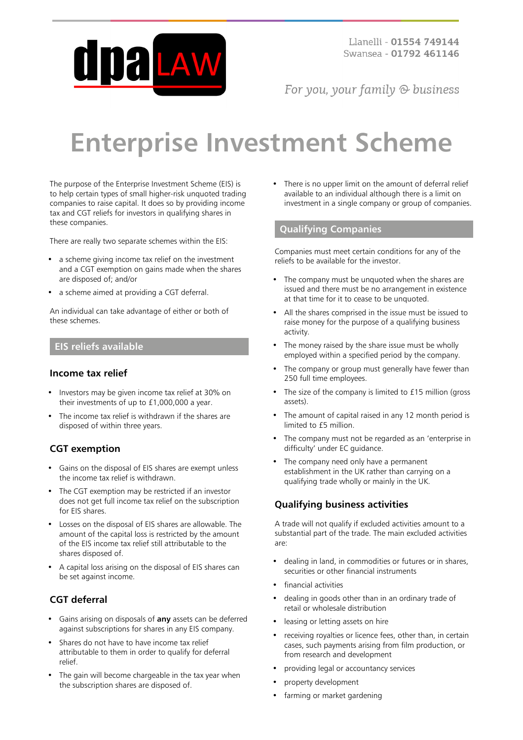# Enterprise Investment Scheme

The purpose of the Enterprise Investment Scheme (EIS) is to help certain types of small higher-risk unquoted trading companies to raise capital. It does so by providing income tax and CGT reliefs for investors in qualifying shares in these companies.

There are really two separate schemes within the EIS:

- a scheme giving income tax relief on the investment and a CGT exemption on gains made when the shares are disposed of; and/or
- a scheme aimed at providing a CGT deferral.

An individual can take advantage of either or both of these schemes.

## EIS reliefs available

### Income tax relief

- Investors may be given income tax relief at 30% on their investments of up to £1,000,000 a year.
- The income tax relief is withdrawn if the shares are disposed of within three years.

### CGT exemption

- Gains on the disposal of EIS shares are exempt unless the income tax relief is withdrawn.
- The CGT exemption may be restricted if an investor does not get full income tax relief on the subscription for EIS shares.
- Losses on the disposal of EIS shares are allowable. The amount of the capital loss is restricted by the amount of the EIS income tax relief still attributable to the shares disposed of.
- A capital loss arising on the disposal of EIS shares can be set against income.

### CGT deferral

- Gains arising on disposals of **any** assets can be deferred against subscriptions for shares in any EIS company.
- Shares do not have to have income tax relief attributable to them in order to qualify for deferral relief.
- The gain will become chargeable in the tax year when the subscription shares are disposed of.
- There is no upper limit on the amount of deferral relief available to an individual although there is a limit on investment in a single company or group of companies.

## Qualifying Companies

Companies must meet certain conditions for any of the reliefs to be available for the investor.

- The company must be unquoted when the shares are issued and there must be no arrangement in existence at that time for it to cease to be unquoted.
- All the shares comprised in the issue must be issued to raise money for the purpose of a qualifying business activity.
- The money raised by the share issue must be wholly employed within a specified period by the company.
- The company or group must generally have fewer than 250 full time employees.
- The size of the company is limited to £15 million (gross assets).
- The amount of capital raised in any 12 month period is limited to £5 million.
- The company must not be regarded as an 'enterprise in difficulty' under EC guidance.
- The company need only have a permanent establishment in the UK rather than carrying on a qualifying trade wholly or mainly in the UK.

### Qualifying business activities

A trade will not qualify if excluded activities amount to a substantial part of the trade. The main excluded activities are:

- dealing in land, in commodities or futures or in shares, securities or other financial instruments
- financial activities
- dealing in goods other than in an ordinary trade of retail or wholesale distribution
- leasing or letting assets on hire
- receiving royalties or licence fees, other than, in certain cases, such payments arising from film production, or from research and development
- providing legal or accountancy services
- property development
- farming or market gardening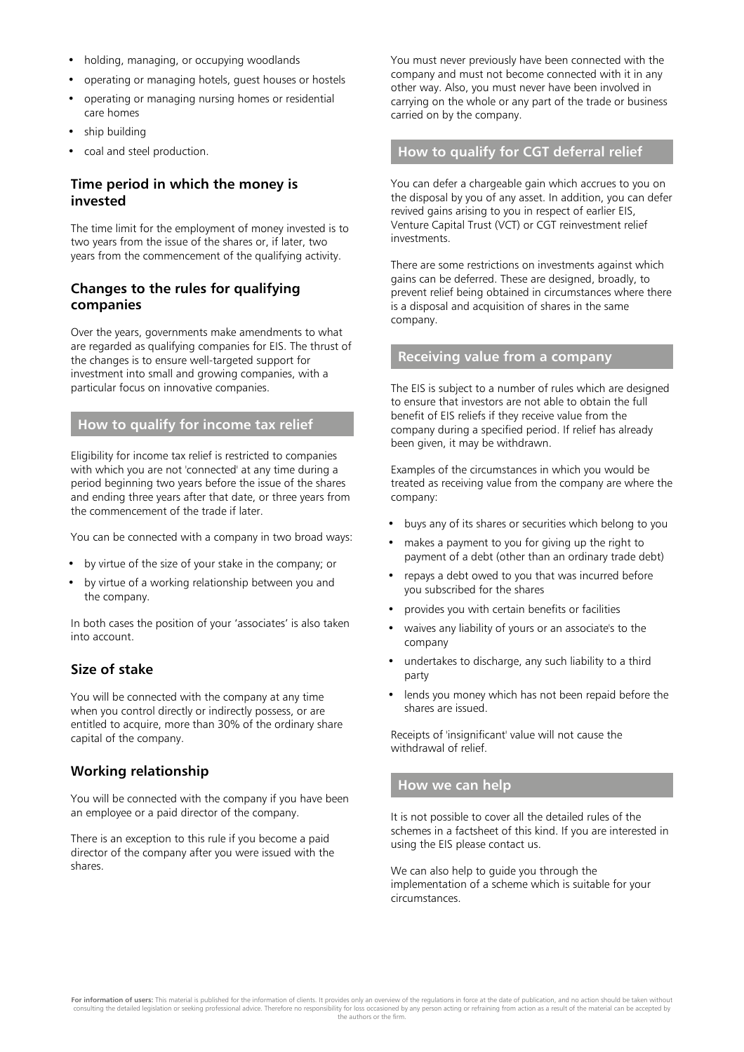- holding, managing, or occupying woodlands
- operating or managing hotels, guest houses or hostels
- operating or managing nursing homes or residential care homes
- ship building
- coal and steel production.

### Time period in which the money is invested

The time limit for the employment of money invested is to two years from the issue of the shares or, if later, two years from the commencement of the qualifying activity.

### Changes to the rules for qualifying companies

Over the years, governments make amendments to what are regarded as qualifying companies for EIS. The thrust of the changes is to ensure well-targeted support for investment into small and growing companies, with a particular focus on innovative companies.

## How to qualify for income tax relief

Eligibility for income tax relief is restricted to companies with which you are not 'connected' at any time during a period beginning two years before the issue of the shares and ending three years after that date, or three years from the commencement of the trade if later.

You can be connected with a company in two broad ways:

- by virtue of the size of your stake in the company; or
- by virtue of a working relationship between you and the company.

In both cases the position of your 'associates' is also taken into account.

### Size of stake

You will be connected with the company at any time when you control directly or indirectly possess, or are entitled to acquire, more than 30% of the ordinary share capital of the company.

### Working relationship

You will be connected with the company if you have been an employee or a paid director of the company.

There is an exception to this rule if you become a paid director of the company after you were issued with the shares.

You must never previously have been connected with the company and must not become connected with it in any other way. Also, you must never have been involved in carrying on the whole or any part of the trade or business carried on by the company.

## How to qualify for CGT deferral relief

You can defer a chargeable gain which accrues to you on the disposal by you of any asset. In addition, you can defer revived gains arising to you in respect of earlier EIS, Venture Capital Trust (VCT) or CGT reinvestment relief investments.

There are some restrictions on investments against which gains can be deferred. These are designed, broadly, to prevent relief being obtained in circumstances where there is a disposal and acquisition of shares in the same company.

## Receiving value from a company

The EIS is subject to a number of rules which are designed to ensure that investors are not able to obtain the full benefit of EIS reliefs if they receive value from the company during a specified period. If relief has already been given, it may be withdrawn.

Examples of the circumstances in which you would be treated as receiving value from the company are where the company:

- buys any of its shares or securities which belong to you
- makes a payment to you for giving up the right to payment of a debt (other than an ordinary trade debt)
- repays a debt owed to you that was incurred before you subscribed for the shares
- provides you with certain benefits or facilities
- waives any liability of yours or an associate's to the company
- undertakes to discharge, any such liability to a third party
- lends you money which has not been repaid before the shares are issued.

Receipts of 'insignificant' value will not cause the withdrawal of relief.

## How we can help

It is not possible to cover all the detailed rules of the schemes in a factsheet of this kind. If you are interested in using the EIS please contact us.

We can also help to guide you through the implementation of a scheme which is suitable for your circumstances.

**For information of users:** This material is published for the information of clients. It provides only an overview of the regulations in force at the date of publication, and no action should be taken without consulting the detailed legislation or seeking professional advice. Therefore no responsibility for loss occasioned by any person acting or refraining from action as a result of the material can be accepted by the authors or the firm.